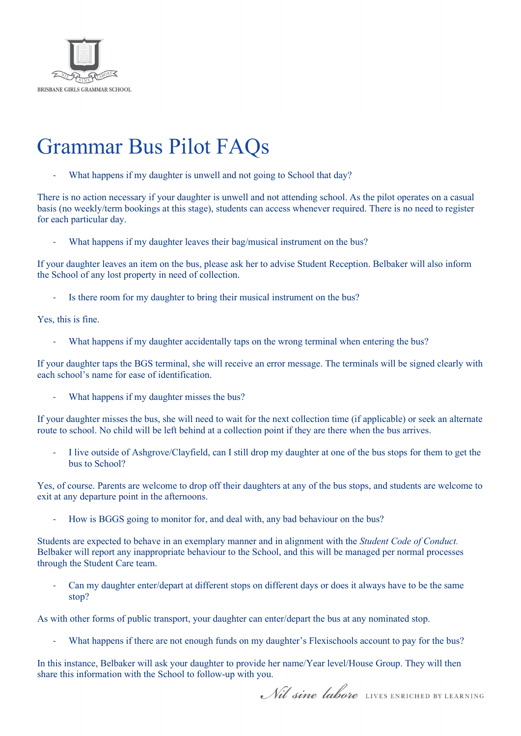# Grammar Bus Pilot FAQs

- What happens if my daughter is unwell and not going to School that day?

There is no action necessary if your daughter is unwell and not attending school. As the pilot operates on a casual basis (no weekly/term bookings at this stage), students can access whenever required. There is no need to register for each particular day.

- What happens if my daughter leaves their bag/musical instrument on the bus?

If your daughter leaves an item on the bus, please ask her to advise Student Reception. Belbaker will also inform the School of any lost property in need of collection.

- Is there room for my daughter to bring their musical instrument on the bus?

Yes, this is fine.

- What happens if my daughter accidentally taps on the wrong terminal when entering the bus?

If your daughter taps the BGS terminal, she will receive an error message. The terminals will be signed clearly with each school's name for ease of identification.

- What happens if my daughter misses the bus?

If your daughter misses the bus, she will need to wait for the next collection time (if applicable) or seek an alternate route to school. No child will be left behind at a collection point if they are there when the bus arrives.

- I live outside of Ashgrove/Clayfield, can I still drop my daughter at one of the bus stops for them to get the bus to School?

Yes, of course. Parents are welcome to drop off their daughters at any of the bus stops, and students are welcome to exit at any departure point in the afternoons.

- How is BGGS going to monitor for, and deal with, any bad behaviour on the bus?

Students are expected to behave in an exemplary manner and in alignment with the *Student Code of Conduct.* Belbaker will report any inappropriate behaviour to the School, and this will be managed per normal processes through the Student Care team.

- Can my daughter enter/depart at different stops on different days or does it always have to be the same stop?

As with other forms of public transport, your daughter can enter/depart the bus at any nominated stop.

- What happens if there are not enough funds on my daughter's Flexischools account to pay for the bus?

In this instance, Belbaker will ask your daughter to provide her name/Year level/House Group. They will then share this information with the School to follow-up with you.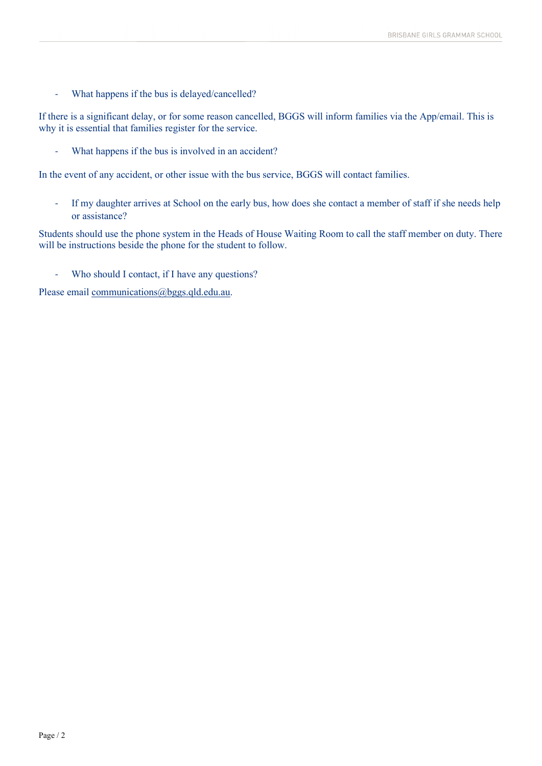- What happens if the bus is delayed/cancelled?

If there is a significant delay, or for some reason cancelled, BGGS will inform families via the App/email. This is why it is essential that families register for the service.

- What happens if the bus is involved in an accident?

In the event of any accident, or other issue with the bus service, BGGS will contact families.

- If my daughter arrives at School on the early bus, how does she contact a member of staff if she needs help or assistance?

Students should use the phone system in the Heads of House Waiting Room to call the staff member on duty. There will be instructions beside the phone for the student to follow.

- Who should I contact, if I have any questions?

Please email communications@bggs.qld.edu.au.